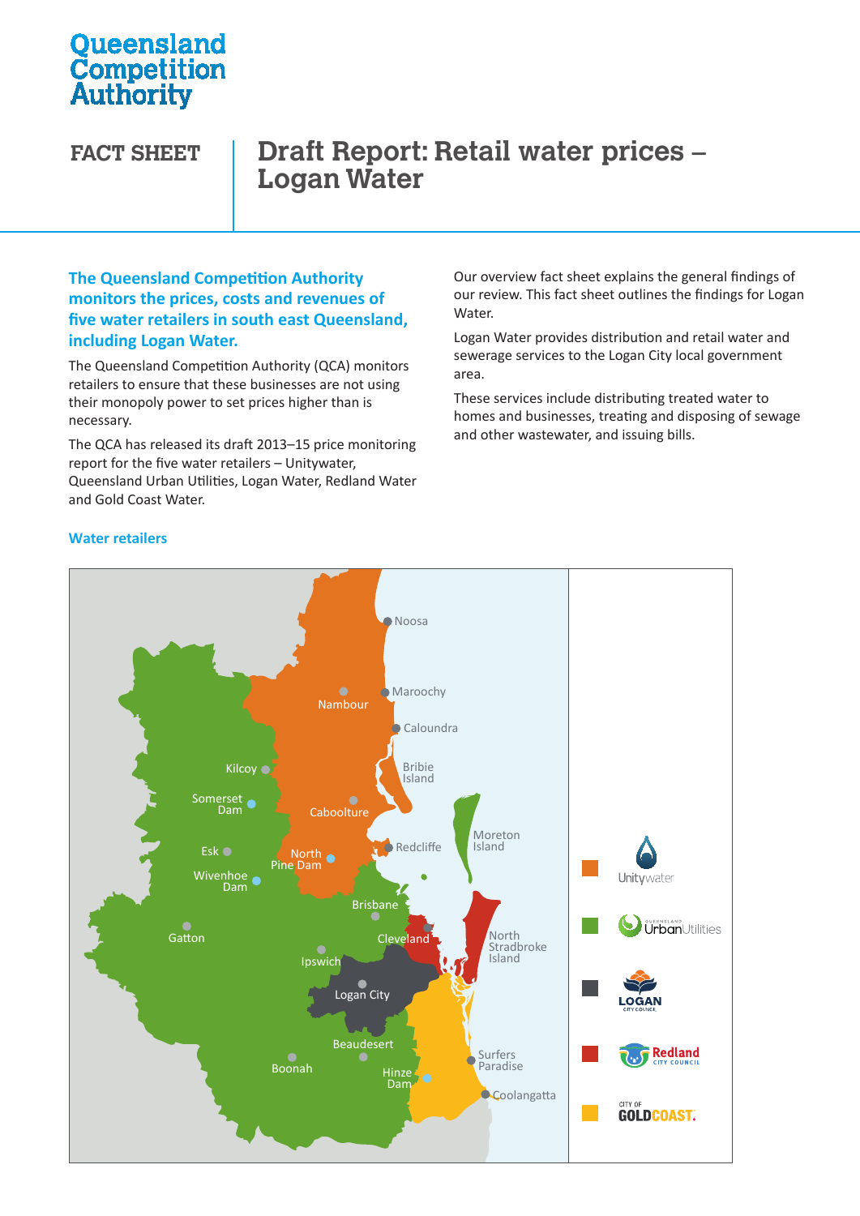Queensland Competition Authority

**FACT SHEET**

# Draft Report: Retail water prices – Logan Water

## The Queensland Competition Authority monitors the prices, costs and revenues of five water retailers in south east Queensland, including Logan Water.

The Queensland Competition Authority (QCA) monitors retailers to ensure that these businesses are not using their monopoly power to set prices higher than is necessary.

The QCA has released its draft 2013–15 price monitoring report for the five water retailers – Unitywater, Queensland Urban Utilities, Logan Water, Redland Water and Gold Coast Water.

Our overview fact sheet explains the general findings of our review. This fact sheet outlines the findings for Logan Water.

Logan Water provides distribution and retail water and sewerage services to the Logan City local government area.

These services include distributing treated water to homes and businesses, treating and disposing of sewage and other wastewater, and issuing bills.

### Water retailers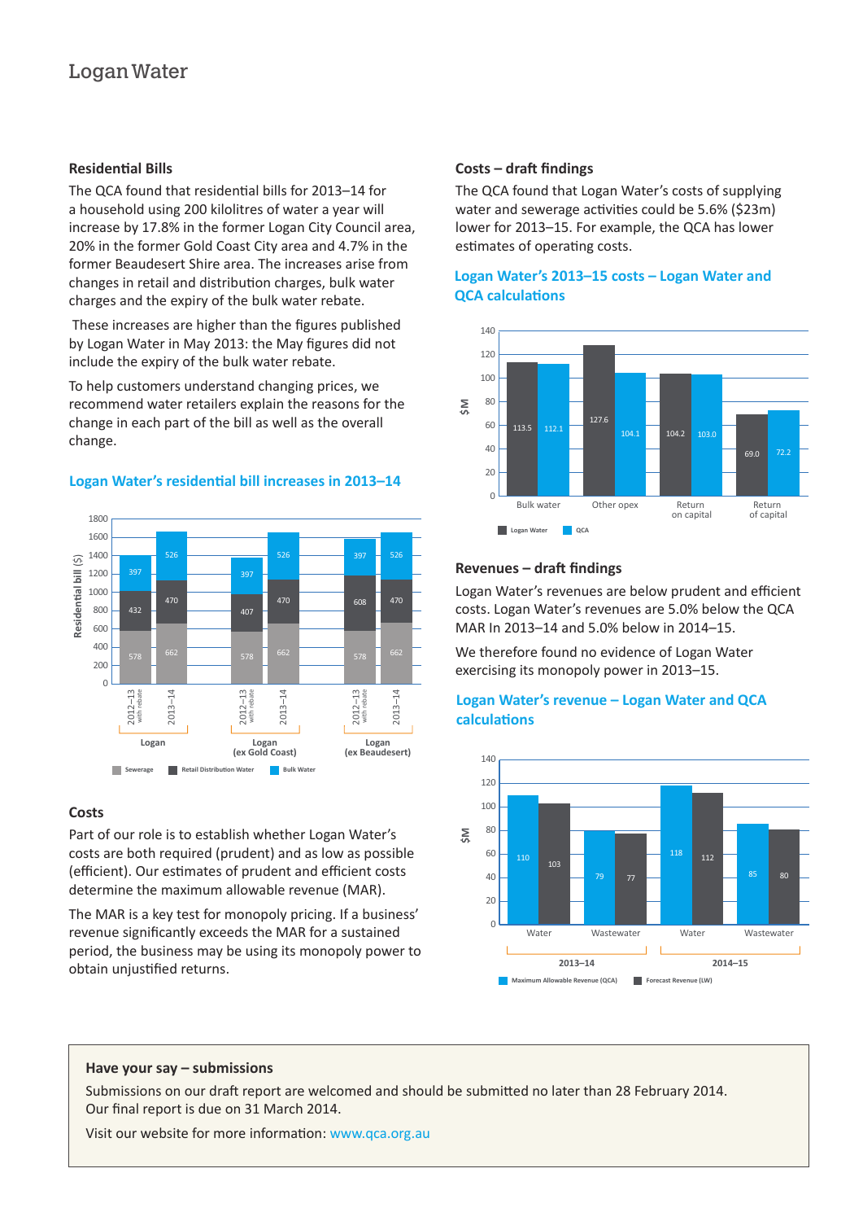# Logan Water

## Residential Bills

The QCA found that residential bills for 2013–14 for a household using 200 kilolitres of water a year will increase by 17.8% in the former Logan City Council area, 20% in the former Gold Coast City area and 4.7% in the former Beaudesert Shire area. The increases arise from changes in retail and distribution charges, bulk water charges and the expiry of the bulk water rebate.

These increases are higher than the figures published by Logan Water in May 2013: the May figures did not include the expiry of the bulk water rebate.

To help customers understand changing prices, we recommend water retailers explain the reasons for the change in each part of the bill as well as the overall change.

### Logan Water's residential bill increases in 2013–14

| Residential bill ($) | Logan 2012–13 with rebate | Logan 2013–14 | Logan (ex Gold Coast) 2012–13 with rebate | Logan (ex Gold Coast) 2013–14 | Logan (ex Beaudesert) 2012–13 with rebate | Logan (ex Beaudesert) 2013–14 |
|---|---|---|---|---|---|---|
| Sewerage | 578 | 662 | 578 | 662 | 578 | 662 |
| Retail Distribution Water | 432 | 470 | 407 | 470 | 608 | 470 |
| Bulk Water | 397 | 526 | 397 | 526 | 397 | 526 |

## Costs

Part of our role is to establish whether Logan Water's costs are both required (prudent) and as low as possible (efficient). Our estimates of prudent and efficient costs determine the maximum allowable revenue (MAR).

The MAR is a key test for monopoly pricing. If a business' revenue significantly exceeds the MAR for a sustained period, the business may be using its monopoly power to obtain unjustified returns.

## Costs – draft findings

The QCA found that Logan Water's costs of supplying water and sewerage activities could be 5.6% ($23m) lower for 2013–15. For example, the QCA has lower estimates of operating costs.

### Logan Water's 2013–15 costs – Logan Water and QCA calculations

| $M | Logan Water | QCA |
|---|---|---|
| Bulk water | 113.5 | 112.1 |
| Other opex | 127.6 | 104.1 |
| Return on capital | 104.2 | 103.0 |
| Return of capital | 69.0 | 72.2 |

## Revenues – draft findings

Logan Water's revenues are below prudent and efficient costs. Logan Water's revenues are 5.0% below the QCA MAR In 2013–14 and 5.0% below in 2014–15.

We therefore found no evidence of Logan Water exercising its monopoly power in 2013–15.

### Logan Water's revenue – Logan Water and QCA calculations

| $M | 2013–14 Water | 2013–14 Wastewater | 2014–15 Water | 2014–15 Wastewater |
|---|---|---|---|---|
| Maximum Allowable Revenue (QCA) | 110 | 79 | 118 | 85 |
| Forecast Revenue (LW) | 103 | 77 | 112 | 80 |

## Have your say – submissions

Submissions on our draft report are welcomed and should be submitted no later than 28 February 2014.
Our final report is due on 31 March 2014.

Visit our website for more information: www.qca.org.au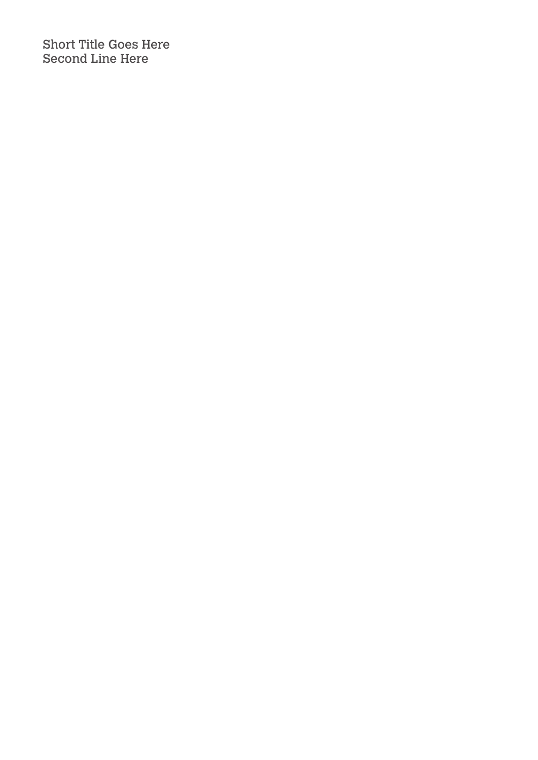Short Title Goes Here
Second Line Here